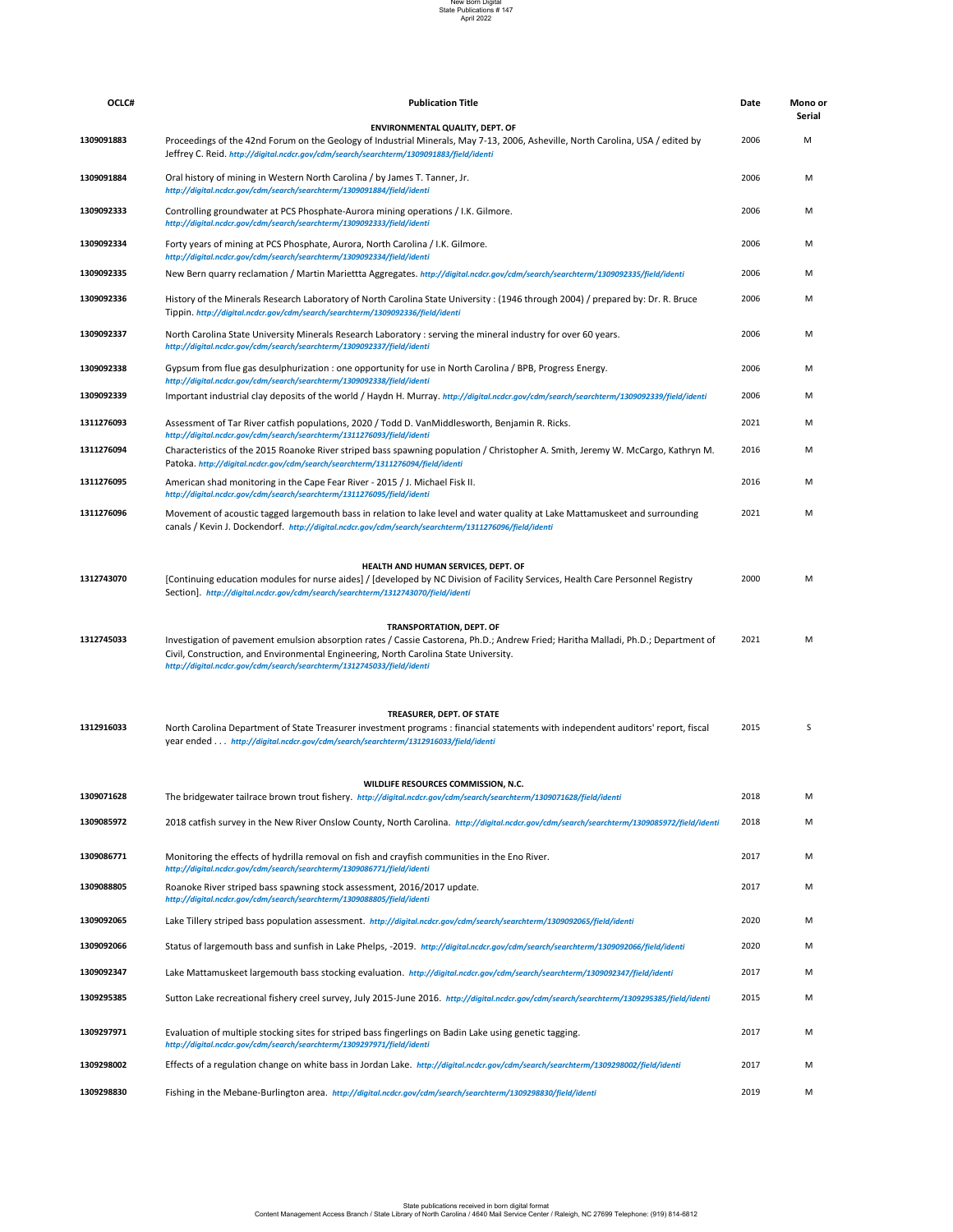New Born Digital
State Publications # 147
April 2022

| OCLC# | Publication Title | Date | Mono or Serial |
|---|---|---|---|
| | **ENVIRONMENTAL QUALITY, DEPT. OF** | | |
| 1309091883 | Proceedings of the 42nd Forum on the Geology of Industrial Minerals, May 7-13, 2006, Asheville, North Carolina, USA / edited by Jeffrey C. Reid. *http://digital.ncdcr.gov/cdm/search/searchterm/1309091883/field/identi* | 2006 | M |
| 1309091884 | Oral history of mining in Western North Carolina / by James T. Tanner, Jr. *http://digital.ncdcr.gov/cdm/search/searchterm/1309091884/field/identi* | 2006 | M |
| 1309092333 | Controlling groundwater at PCS Phosphate-Aurora mining operations / I.K. Gilmore. *http://digital.ncdcr.gov/cdm/search/searchterm/1309092333/field/identi* | 2006 | M |
| 1309092334 | Forty years of mining at PCS Phosphate, Aurora, North Carolina / I.K. Gilmore. *http://digital.ncdcr.gov/cdm/search/searchterm/1309092334/field/identi* | 2006 | M |
| 1309092335 | New Bern quarry reclamation / Martin Mariettta Aggregates. *http://digital.ncdcr.gov/cdm/search/searchterm/1309092335/field/identi* | 2006 | M |
| 1309092336 | History of the Minerals Research Laboratory of North Carolina State University : (1946 through 2004) / prepared by: Dr. R. Bruce Tippin. *http://digital.ncdcr.gov/cdm/search/searchterm/1309092336/field/identi* | 2006 | M |
| 1309092337 | North Carolina State University Minerals Research Laboratory : serving the mineral industry for over 60 years. *http://digital.ncdcr.gov/cdm/search/searchterm/1309092337/field/identi* | 2006 | M |
| 1309092338 | Gypsum from flue gas desulphurization : one opportunity for use in North Carolina / BPB, Progress Energy. *http://digital.ncdcr.gov/cdm/search/searchterm/1309092338/field/identi* | 2006 | M |
| 1309092339 | Important industrial clay deposits of the world / Haydn H. Murray. *http://digital.ncdcr.gov/cdm/search/searchterm/1309092339/field/identi* | 2006 | M |
| 1311276093 | Assessment of Tar River catfish populations, 2020 / Todd D. VanMiddlesworth, Benjamin R. Ricks. *http://digital.ncdcr.gov/cdm/search/searchterm/1311276093/field/identi* | 2021 | M |
| 1311276094 | Characteristics of the 2015 Roanoke River striped bass spawning population / Christopher A. Smith, Jeremy W. McCargo, Kathryn M. Patoka. *http://digital.ncdcr.gov/cdm/search/searchterm/1311276094/field/identi* | 2016 | M |
| 1311276095 | American shad monitoring in the Cape Fear River - 2015 / J. Michael Fisk II. *http://digital.ncdcr.gov/cdm/search/searchterm/1311276095/field/identi* | 2016 | M |
| 1311276096 | Movement of acoustic tagged largemouth bass in relation to lake level and water quality at Lake Mattamuskeet and surrounding canals / Kevin J. Dockendorf. *http://digital.ncdcr.gov/cdm/search/searchterm/1311276096/field/identi* | 2021 | M |
| | **HEALTH AND HUMAN SERVICES, DEPT. OF** | | |
| 1312743070 | [Continuing education modules for nurse aides] / [developed by NC Division of Facility Services, Health Care Personnel Registry Section]. *http://digital.ncdcr.gov/cdm/search/searchterm/1312743070/field/identi* | 2000 | M |
| | **TRANSPORTATION, DEPT. OF** | | |
| 1312745033 | Investigation of pavement emulsion absorption rates / Cassie Castorena, Ph.D.; Andrew Fried; Haritha Malladi, Ph.D.; Department of Civil, Construction, and Environmental Engineering, North Carolina State University. *http://digital.ncdcr.gov/cdm/search/searchterm/1312745033/field/identi* | 2021 | M |
| | **TREASURER, DEPT. OF STATE** | | |
| 1312916033 | North Carolina Department of State Treasurer investment programs : financial statements with independent auditors' report, fiscal year ended . . . *http://digital.ncdcr.gov/cdm/search/searchterm/1312916033/field/identi* | 2015 | S |
| | **WILDLIFE RESOURCES COMMISSION, N.C.** | | |
| 1309071628 | The bridgewater tailrace brown trout fishery. *http://digital.ncdcr.gov/cdm/search/searchterm/1309071628/field/identi* | 2018 | M |
| 1309085972 | 2018 catfish survey in the New River Onslow County, North Carolina. *http://digital.ncdcr.gov/cdm/search/searchterm/1309085972/field/identi* | 2018 | M |
| 1309086771 | Monitoring the effects of hydrilla removal on fish and crayfish communities in the Eno River. *http://digital.ncdcr.gov/cdm/search/searchterm/1309086771/field/identi* | 2017 | M |
| 1309088805 | Roanoke River striped bass spawning stock assessment, 2016/2017 update. *http://digital.ncdcr.gov/cdm/search/searchterm/1309088805/field/identi* | 2017 | M |
| 1309092065 | Lake Tillery striped bass population assessment. *http://digital.ncdcr.gov/cdm/search/searchterm/1309092065/field/identi* | 2020 | M |
| 1309092066 | Status of largemouth bass and sunfish in Lake Phelps, -2019. *http://digital.ncdcr.gov/cdm/search/searchterm/1309092066/field/identi* | 2020 | M |
| 1309092347 | Lake Mattamuskeet largemouth bass stocking evaluation. *http://digital.ncdcr.gov/cdm/search/searchterm/1309092347/field/identi* | 2017 | M |
| 1309295385 | Sutton Lake recreational fishery creel survey, July 2015-June 2016. *http://digital.ncdcr.gov/cdm/search/searchterm/1309295385/field/identi* | 2015 | M |
| 1309297971 | Evaluation of multiple stocking sites for striped bass fingerlings on Badin Lake using genetic tagging. *http://digital.ncdcr.gov/cdm/search/searchterm/1309297971/field/identi* | 2017 | M |
| 1309298002 | Effects of a regulation change on white bass in Jordan Lake. *http://digital.ncdcr.gov/cdm/search/searchterm/1309298002/field/identi* | 2017 | M |
| 1309298830 | Fishing in the Mebane-Burlington area. *http://digital.ncdcr.gov/cdm/search/searchterm/1309298830/field/identi* | 2019 | M |

State publications received in born digital format
Content Management Access Branch / State Library of North Carolina / 4640 Mail Service Center / Raleigh, NC 27699 Telephone: (919) 814-6812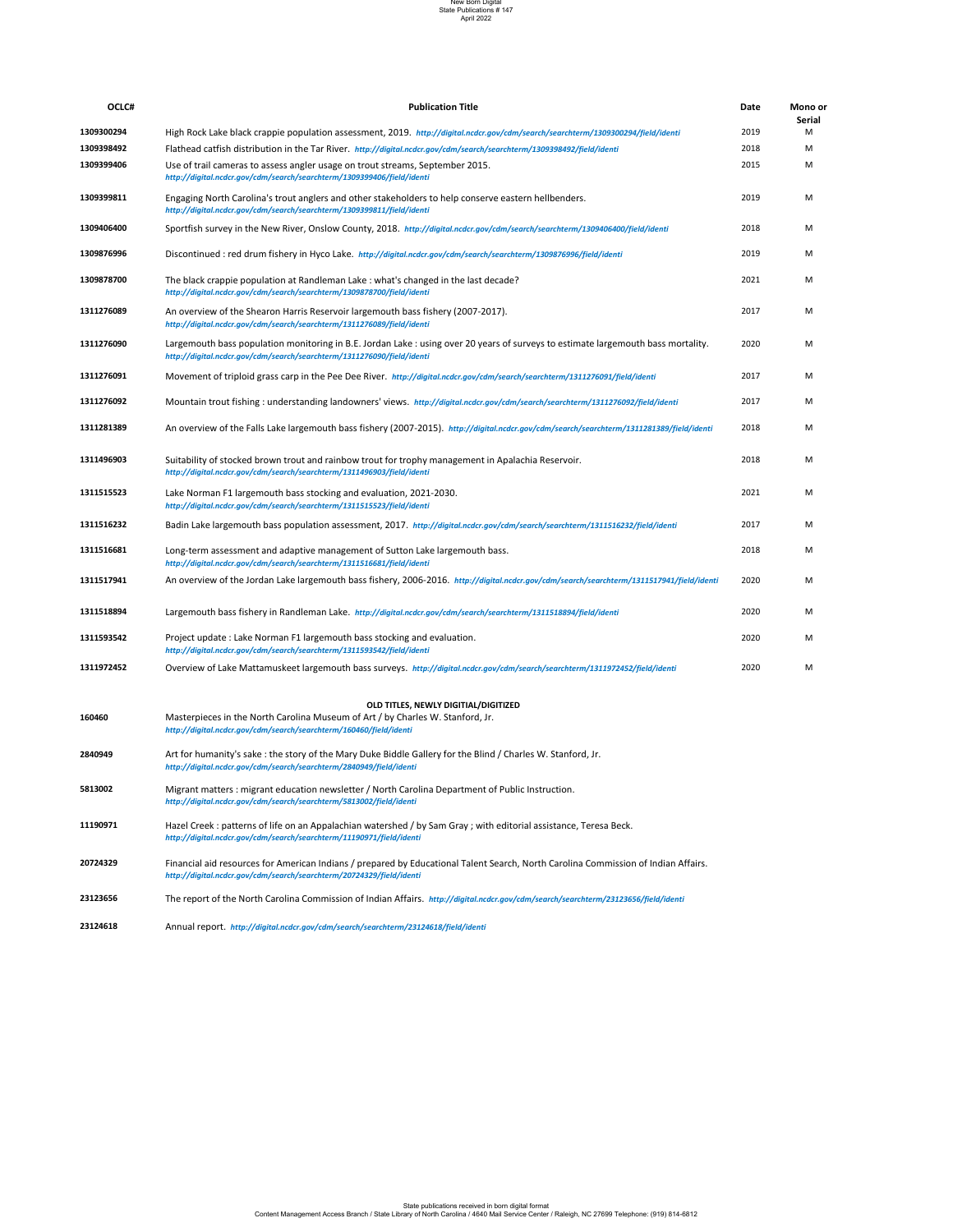| OCLC# | Publication Title | Date | Mono or Serial |
|---|---|---|---|
| 1309300294 | High Rock Lake black crappie population assessment, 2019. *http://digital.ncdcr.gov/cdm/search/searchterm/1309300294/field/identi* | 2019 | M |
| 1309398492 | Flathead catfish distribution in the Tar River. *http://digital.ncdcr.gov/cdm/search/searchterm/1309398492/field/identi* | 2018 | M |
| 1309399406 | Use of trail cameras to assess angler usage on trout streams, September 2015. *http://digital.ncdcr.gov/cdm/search/searchterm/1309399406/field/identi* | 2015 | M |
| 1309399811 | Engaging North Carolina's trout anglers and other stakeholders to help conserve eastern hellbenders. *http://digital.ncdcr.gov/cdm/search/searchterm/1309399811/field/identi* | 2019 | M |
| 1309406400 | Sportfish survey in the New River, Onslow County, 2018. *http://digital.ncdcr.gov/cdm/search/searchterm/1309406400/field/identi* | 2018 | M |
| 1309876996 | Discontinued : red drum fishery in Hyco Lake. *http://digital.ncdcr.gov/cdm/search/searchterm/1309876996/field/identi* | 2019 | M |
| 1309878700 | The black crappie population at Randleman Lake : what's changed in the last decade? *http://digital.ncdcr.gov/cdm/search/searchterm/1309878700/field/identi* | 2021 | M |
| 1311276089 | An overview of the Shearon Harris Reservoir largemouth bass fishery (2007-2017). *http://digital.ncdcr.gov/cdm/search/searchterm/1311276089/field/identi* | 2017 | M |
| 1311276090 | Largemouth bass population monitoring in B.E. Jordan Lake : using over 20 years of surveys to estimate largemouth bass mortality. *http://digital.ncdcr.gov/cdm/search/searchterm/1311276090/field/identi* | 2020 | M |
| 1311276091 | Movement of triploid grass carp in the Pee Dee River. *http://digital.ncdcr.gov/cdm/search/searchterm/1311276091/field/identi* | 2017 | M |
| 1311276092 | Mountain trout fishing : understanding landowners' views. *http://digital.ncdcr.gov/cdm/search/searchterm/1311276092/field/identi* | 2017 | M |
| 1311281389 | An overview of the Falls Lake largemouth bass fishery (2007-2015). *http://digital.ncdcr.gov/cdm/search/searchterm/1311281389/field/identi* | 2018 | M |
| 1311496903 | Suitability of stocked brown trout and rainbow trout for trophy management in Apalachia Reservoir. *http://digital.ncdcr.gov/cdm/search/searchterm/1311496903/field/identi* | 2018 | M |
| 1311515523 | Lake Norman F1 largemouth bass stocking and evaluation, 2021-2030. *http://digital.ncdcr.gov/cdm/search/searchterm/1311515523/field/identi* | 2021 | M |
| 1311516232 | Badin Lake largemouth bass population assessment, 2017. *http://digital.ncdcr.gov/cdm/search/searchterm/1311516232/field/identi* | 2017 | M |
| 1311516681 | Long-term assessment and adaptive management of Sutton Lake largemouth bass. *http://digital.ncdcr.gov/cdm/search/searchterm/1311516681/field/identi* | 2018 | M |
| 1311517941 | An overview of the Jordan Lake largemouth bass fishery, 2006-2016. *http://digital.ncdcr.gov/cdm/search/searchterm/1311517941/field/identi* | 2020 | M |
| 1311518894 | Largemouth bass fishery in Randleman Lake. *http://digital.ncdcr.gov/cdm/search/searchterm/1311518894/field/identi* | 2020 | M |
| 1311593542 | Project update : Lake Norman F1 largemouth bass stocking and evaluation. *http://digital.ncdcr.gov/cdm/search/searchterm/1311593542/field/identi* | 2020 | M |
| 1311972452 | Overview of Lake Mattamuskeet largemouth bass surveys. *http://digital.ncdcr.gov/cdm/search/searchterm/1311972452/field/identi* | 2020 | M |
| | **OLD TITLES, NEWLY DIGITIAL/DIGITIZED** | | |
| 160460 | Masterpieces in the North Carolina Museum of Art / by Charles W. Stanford, Jr. *http://digital.ncdcr.gov/cdm/search/searchterm/160460/field/identi* | | |
| 2840949 | Art for humanity's sake : the story of the Mary Duke Biddle Gallery for the Blind / Charles W. Stanford, Jr. *http://digital.ncdcr.gov/cdm/search/searchterm/2840949/field/identi* | | |
| 5813002 | Migrant matters : migrant education newsletter / North Carolina Department of Public Instruction. *http://digital.ncdcr.gov/cdm/search/searchterm/5813002/field/identi* | | |
| 11190971 | Hazel Creek : patterns of life on an Appalachian watershed / by Sam Gray ; with editorial assistance, Teresa Beck. *http://digital.ncdcr.gov/cdm/search/searchterm/11190971/field/identi* | | |
| 20724329 | Financial aid resources for American Indians / prepared by Educational Talent Search, North Carolina Commission of Indian Affairs. *http://digital.ncdcr.gov/cdm/search/searchterm/20724329/field/identi* | | |
| 23123656 | The report of the North Carolina Commission of Indian Affairs. *http://digital.ncdcr.gov/cdm/search/searchterm/23123656/field/identi* | | |
| 23124618 | Annual report. *http://digital.ncdcr.gov/cdm/search/searchterm/23124618/field/identi* | | |